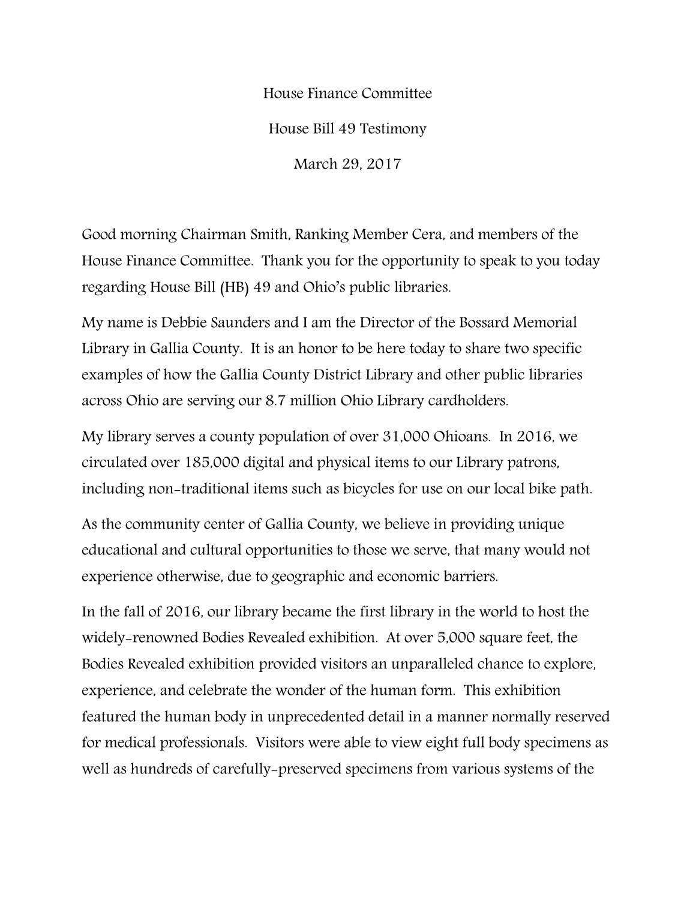House Finance Committee

House Bill 49 Testimony

March 29, 2017

Good morning Chairman Smith, Ranking Member Cera, and members of the House Finance Committee. Thank you for the opportunity to speak to you today regarding House Bill (HB) 49 and Ohio's public libraries.

My name is Debbie Saunders and I am the Director of the Bossard Memorial Library in Gallia County. It is an honor to be here today to share two specific examples of how the Gallia County District Library and other public libraries across Ohio are serving our 8.7 million Ohio Library cardholders.

My library serves a county population of over 31,000 Ohioans. In 2016, we circulated over 185,000 digital and physical items to our Library patrons, including non-traditional items such as bicycles for use on our local bike path.

As the community center of Gallia County, we believe in providing unique educational and cultural opportunities to those we serve, that many would not experience otherwise, due to geographic and economic barriers.

In the fall of 2016, our library became the first library in the world to host the widely-renowned Bodies Revealed exhibition. At over 5,000 square feet, the Bodies Revealed exhibition provided visitors an unparalleled chance to explore, experience, and celebrate the wonder of the human form. This exhibition featured the human body in unprecedented detail in a manner normally reserved for medical professionals. Visitors were able to view eight full body specimens as well as hundreds of carefully-preserved specimens from various systems of the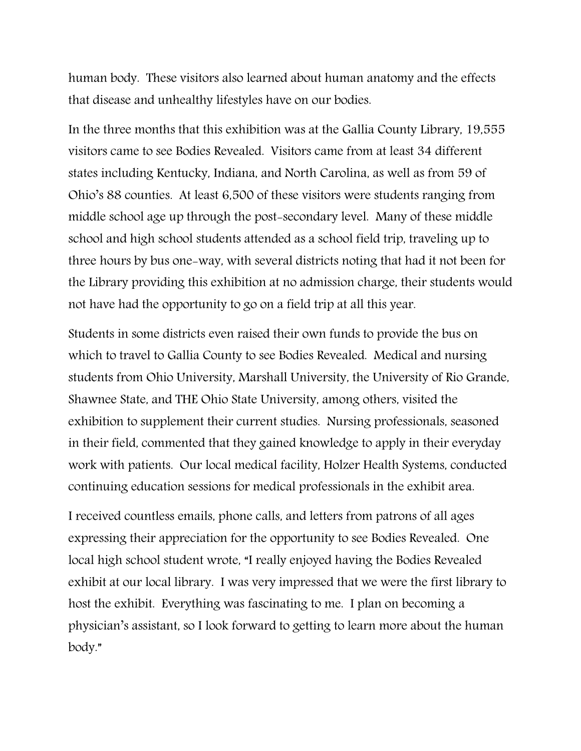human body. These visitors also learned about human anatomy and the effects that disease and unhealthy lifestyles have on our bodies.

In the three months that this exhibition was at the Gallia County Library, 19,555 visitors came to see Bodies Revealed. Visitors came from at least 34 different states including Kentucky, Indiana, and North Carolina, as well as from 59 of Ohio's 88 counties. At least 6,500 of these visitors were students ranging from middle school age up through the post-secondary level. Many of these middle school and high school students attended as a school field trip, traveling up to three hours by bus one-way, with several districts noting that had it not been for the Library providing this exhibition at no admission charge, their students would not have had the opportunity to go on a field trip at all this year.

Students in some districts even raised their own funds to provide the bus on which to travel to Gallia County to see Bodies Revealed. Medical and nursing students from Ohio University, Marshall University, the University of Rio Grande, Shawnee State, and THE Ohio State University, among others, visited the exhibition to supplement their current studies. Nursing professionals, seasoned in their field, commented that they gained knowledge to apply in their everyday work with patients. Our local medical facility, Holzer Health Systems, conducted continuing education sessions for medical professionals in the exhibit area.

I received countless emails, phone calls, and letters from patrons of all ages expressing their appreciation for the opportunity to see Bodies Revealed. One local high school student wrote, "I really enjoyed having the Bodies Revealed exhibit at our local library. I was very impressed that we were the first library to host the exhibit. Everything was fascinating to me. I plan on becoming a physician's assistant, so I look forward to getting to learn more about the human body."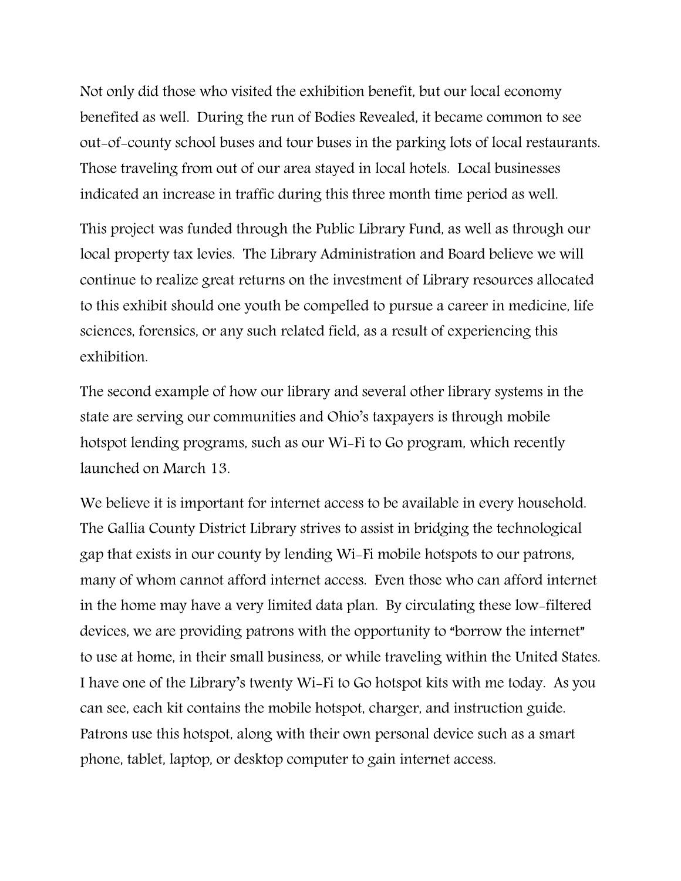Not only did those who visited the exhibition benefit, but our local economy benefited as well. During the run of Bodies Revealed, it became common to see out-of-county school buses and tour buses in the parking lots of local restaurants. Those traveling from out of our area stayed in local hotels. Local businesses indicated an increase in traffic during this three month time period as well.

This project was funded through the Public Library Fund, as well as through our local property tax levies. The Library Administration and Board believe we will continue to realize great returns on the investment of Library resources allocated to this exhibit should one youth be compelled to pursue a career in medicine, life sciences, forensics, or any such related field, as a result of experiencing this exhibition.

The second example of how our library and several other library systems in the state are serving our communities and Ohio's taxpayers is through mobile hotspot lending programs, such as our Wi-Fi to Go program, which recently launched on March 13.

We believe it is important for internet access to be available in every household. The Gallia County District Library strives to assist in bridging the technological gap that exists in our county by lending Wi-Fi mobile hotspots to our patrons, many of whom cannot afford internet access. Even those who can afford internet in the home may have a very limited data plan. By circulating these low-filtered devices, we are providing patrons with the opportunity to "borrow the internet" to use at home, in their small business, or while traveling within the United States. I have one of the Library's twenty Wi-Fi to Go hotspot kits with me today. As you can see, each kit contains the mobile hotspot, charger, and instruction guide. Patrons use this hotspot, along with their own personal device such as a smart phone, tablet, laptop, or desktop computer to gain internet access.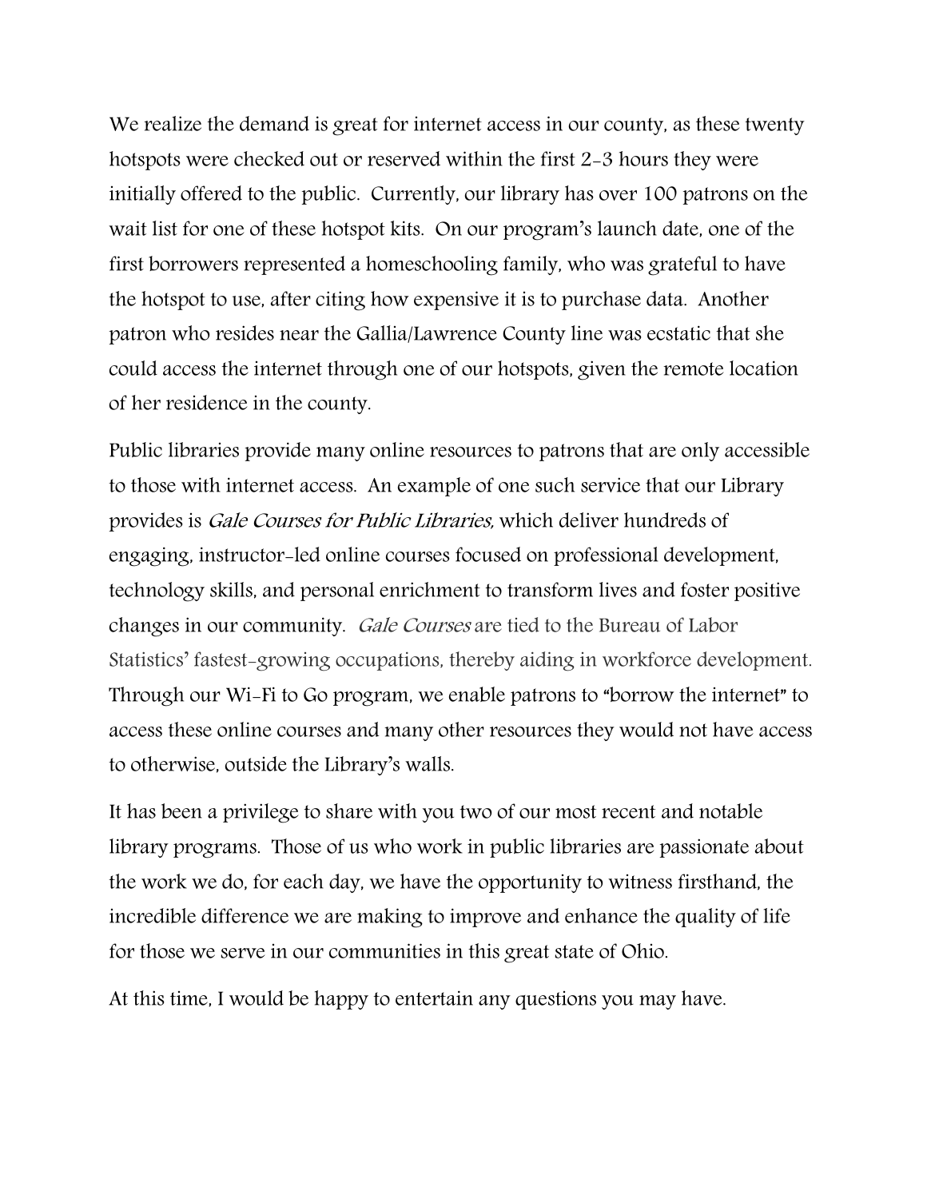We realize the demand is great for internet access in our county, as these twenty hotspots were checked out or reserved within the first 2-3 hours they were initially offered to the public. Currently, our library has over 100 patrons on the wait list for one of these hotspot kits. On our program's launch date, one of the first borrowers represented a homeschooling family, who was grateful to have the hotspot to use, after citing how expensive it is to purchase data. Another patron who resides near the Gallia/Lawrence County line was ecstatic that she could access the internet through one of our hotspots, given the remote location of her residence in the county.

Public libraries provide many online resources to patrons that are only accessible to those with internet access. An example of one such service that our Library provides is *Gale Courses for Public Libraries*, which deliver hundreds of engaging, instructor-led online courses focused on professional development, technology skills, and personal enrichment to transform lives and foster positive changes in our community. *Gale Courses* are tied to the Bureau of Labor Statistics' fastest-growing occupations, thereby aiding in workforce development. Through our Wi-Fi to Go program, we enable patrons to "borrow the internet" to access these online courses and many other resources they would not have access to otherwise, outside the Library's walls.

It has been a privilege to share with you two of our most recent and notable library programs. Those of us who work in public libraries are passionate about the work we do, for each day, we have the opportunity to witness firsthand, the incredible difference we are making to improve and enhance the quality of life for those we serve in our communities in this great state of Ohio.

At this time, I would be happy to entertain any questions you may have.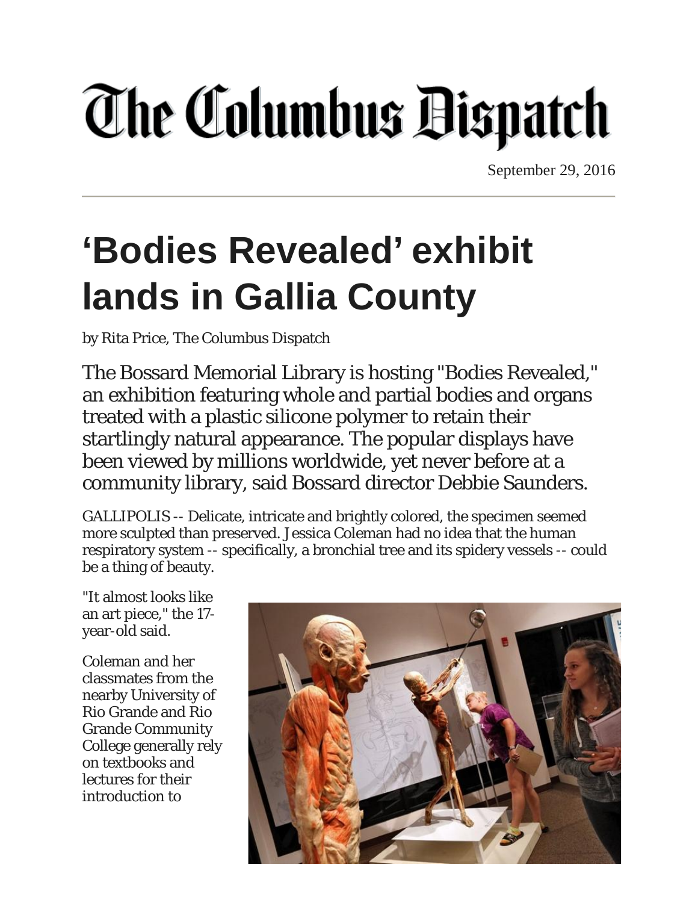# The Columbus Dispatch

September 29, 2016

# 'Bodies Revealed' exhibit lands in Gallia County

by Rita Price, The Columbus Dispatch

The Bossard Memorial Library is hosting "Bodies Revealed," an exhibition featuring whole and partial bodies and organs treated with a plastic silicone polymer to retain their startlingly natural appearance. The popular displays have been viewed by millions worldwide, yet never before at a community library, said Bossard director Debbie Saunders.

GALLIPOLIS -- Delicate, intricate and brightly colored, the specimen seemed more sculpted than preserved. Jessica Coleman had no idea that the human respiratory system -- specifically, a bronchial tree and its spidery vessels -- could be a thing of beauty.

"It almost looks like an art piece," the 17-year-old said.

Coleman and her classmates from the nearby University of Rio Grande and Rio Grande Community College generally rely on textbooks and lectures for their introduction to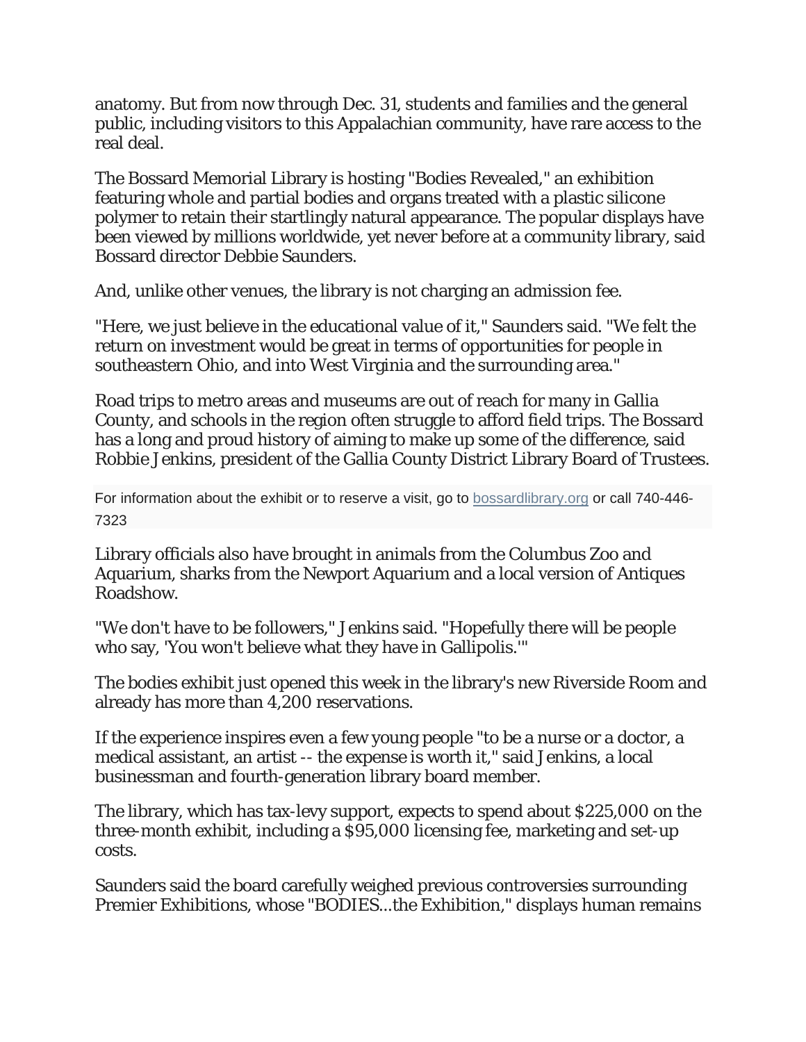anatomy. But from now through Dec. 31, students and families and the general public, including visitors to this Appalachian community, have rare access to the real deal.

The Bossard Memorial Library is hosting "Bodies Revealed," an exhibition featuring whole and partial bodies and organs treated with a plastic silicone polymer to retain their startlingly natural appearance. The popular displays have been viewed by millions worldwide, yet never before at a community library, said Bossard director Debbie Saunders.

And, unlike other venues, the library is not charging an admission fee.

"Here, we just believe in the educational value of it," Saunders said. "We felt the return on investment would be great in terms of opportunities for people in southeastern Ohio, and into West Virginia and the surrounding area."

Road trips to metro areas and museums are out of reach for many in Gallia County, and schools in the region often struggle to afford field trips. The Bossard has a long and proud history of aiming to make up some of the difference, said Robbie Jenkins, president of the Gallia County District Library Board of Trustees.

For information about the exhibit or to reserve a visit, go to [bossardlibrary.org](bossardlibrary.org) or call 740-446-7323

Library officials also have brought in animals from the Columbus Zoo and Aquarium, sharks from the Newport Aquarium and a local version of Antiques Roadshow.

"We don't have to be followers," Jenkins said. "Hopefully there will be people who say, 'You won't believe what they have in Gallipolis.'"

The bodies exhibit just opened this week in the library's new Riverside Room and already has more than 4,200 reservations.

If the experience inspires even a few young people "to be a nurse or a doctor, a medical assistant, an artist -- the expense is worth it," said Jenkins, a local businessman and fourth-generation library board member.

The library, which has tax-levy support, expects to spend about $225,000 on the three-month exhibit, including a $95,000 licensing fee, marketing and set-up costs.

Saunders said the board carefully weighed previous controversies surrounding Premier Exhibitions, whose "BODIES...the Exhibition," displays human remains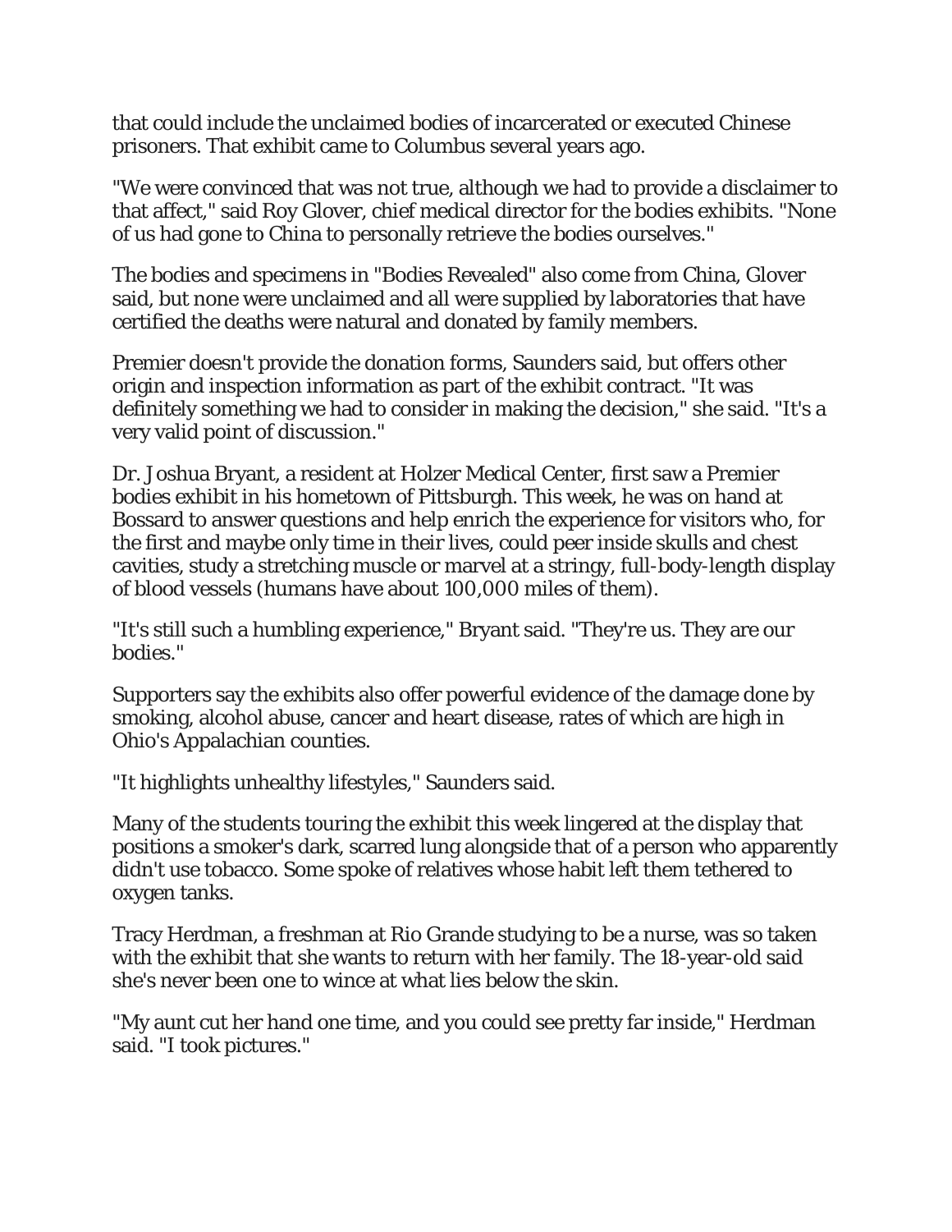that could include the unclaimed bodies of incarcerated or executed Chinese prisoners. That exhibit came to Columbus several years ago.

"We were convinced that was not true, although we had to provide a disclaimer to that affect," said Roy Glover, chief medical director for the bodies exhibits. "None of us had gone to China to personally retrieve the bodies ourselves."

The bodies and specimens in "Bodies Revealed" also come from China, Glover said, but none were unclaimed and all were supplied by laboratories that have certified the deaths were natural and donated by family members.

Premier doesn't provide the donation forms, Saunders said, but offers other origin and inspection information as part of the exhibit contract. "It was definitely something we had to consider in making the decision," she said. "It's a very valid point of discussion."

Dr. Joshua Bryant, a resident at Holzer Medical Center, first saw a Premier bodies exhibit in his hometown of Pittsburgh. This week, he was on hand at Bossard to answer questions and help enrich the experience for visitors who, for the first and maybe only time in their lives, could peer inside skulls and chest cavities, study a stretching muscle or marvel at a stringy, full-body-length display of blood vessels (humans have about 100,000 miles of them).

"It's still such a humbling experience," Bryant said. "They're us. They are our bodies."

Supporters say the exhibits also offer powerful evidence of the damage done by smoking, alcohol abuse, cancer and heart disease, rates of which are high in Ohio's Appalachian counties.

"It highlights unhealthy lifestyles," Saunders said.

Many of the students touring the exhibit this week lingered at the display that positions a smoker's dark, scarred lung alongside that of a person who apparently didn't use tobacco. Some spoke of relatives whose habit left them tethered to oxygen tanks.

Tracy Herdman, a freshman at Rio Grande studying to be a nurse, was so taken with the exhibit that she wants to return with her family. The 18-year-old said she's never been one to wince at what lies below the skin.

"My aunt cut her hand one time, and you could see pretty far inside," Herdman said. "I took pictures."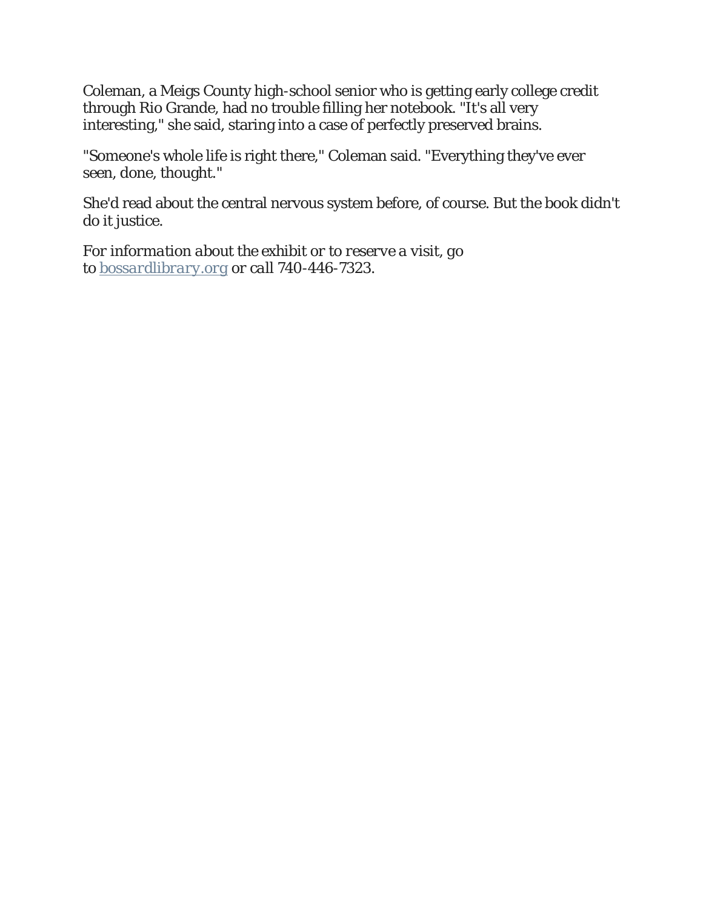Coleman, a Meigs County high-school senior who is getting early college credit through Rio Grande, had no trouble filling her notebook. "It's all very interesting," she said, staring into a case of perfectly preserved brains.

"Someone's whole life is right there," Coleman said. "Everything they've ever seen, done, thought."

She'd read about the central nervous system before, of course. But the book didn't do it justice.

*For information about the exhibit or to reserve a visit, go to [bossardlibrary.org](bossardlibrary.org) or call 740-446-7323.*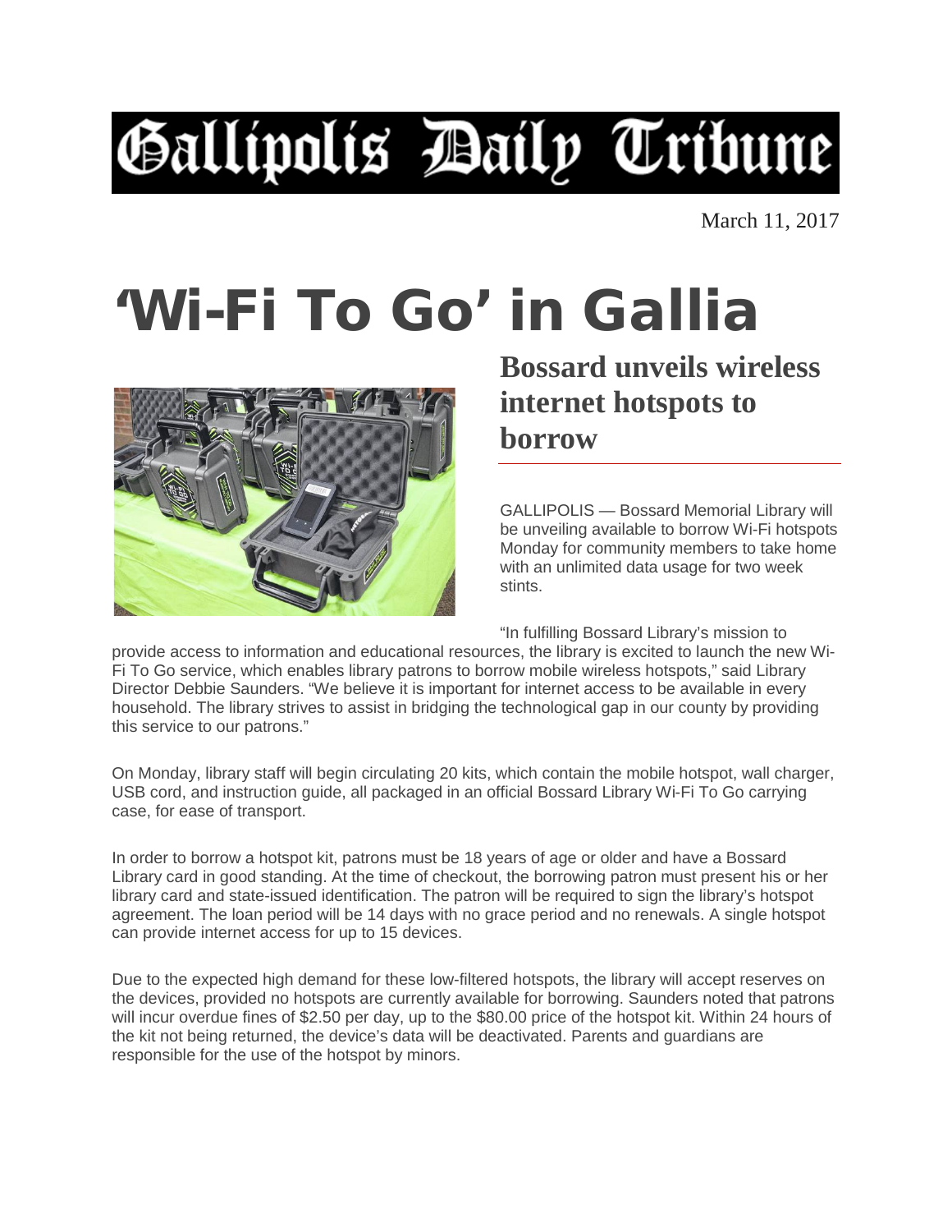# Gallipolis Daily Tribune

March 11, 2017

# 'Wi-Fi To Go' in Gallia

## Bossard unveils wireless internet hotspots to borrow

GALLIPOLIS — Bossard Memorial Library will be unveiling available to borrow Wi-Fi hotspots Monday for community members to take home with an unlimited data usage for two week stints.

"In fulfilling Bossard Library's mission to provide access to information and educational resources, the library is excited to launch the new Wi-Fi To Go service, which enables library patrons to borrow mobile wireless hotspots," said Library Director Debbie Saunders. "We believe it is important for internet access to be available in every household. The library strives to assist in bridging the technological gap in our county by providing this service to our patrons."

On Monday, library staff will begin circulating 20 kits, which contain the mobile hotspot, wall charger, USB cord, and instruction guide, all packaged in an official Bossard Library Wi-Fi To Go carrying case, for ease of transport.

In order to borrow a hotspot kit, patrons must be 18 years of age or older and have a Bossard Library card in good standing. At the time of checkout, the borrowing patron must present his or her library card and state-issued identification. The patron will be required to sign the library's hotspot agreement. The loan period will be 14 days with no grace period and no renewals. A single hotspot can provide internet access for up to 15 devices.

Due to the expected high demand for these low-filtered hotspots, the library will accept reserves on the devices, provided no hotspots are currently available for borrowing. Saunders noted that patrons will incur overdue fines of $2.50 per day, up to the $80.00 price of the hotspot kit. Within 24 hours of the kit not being returned, the device's data will be deactivated. Parents and guardians are responsible for the use of the hotspot by minors.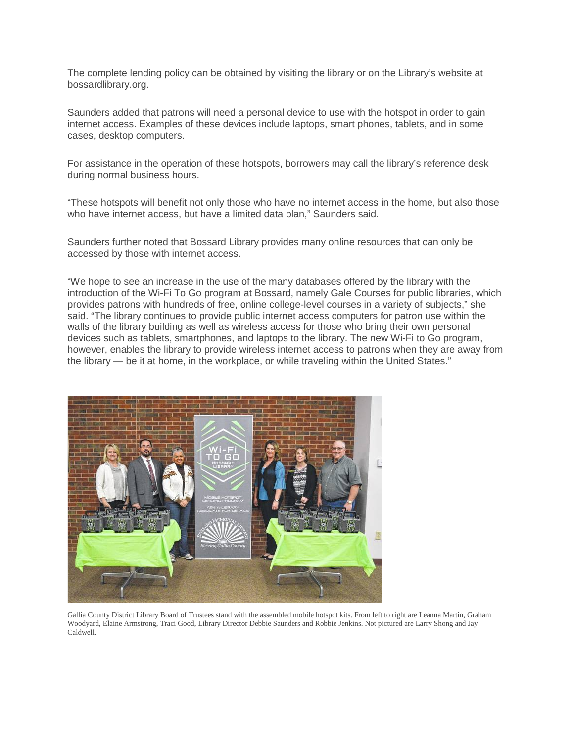The complete lending policy can be obtained by visiting the library or on the Library's website at bossardlibrary.org.

Saunders added that patrons will need a personal device to use with the hotspot in order to gain internet access. Examples of these devices include laptops, smart phones, tablets, and in some cases, desktop computers.

For assistance in the operation of these hotspots, borrowers may call the library's reference desk during normal business hours.

"These hotspots will benefit not only those who have no internet access in the home, but also those who have internet access, but have a limited data plan," Saunders said.

Saunders further noted that Bossard Library provides many online resources that can only be accessed by those with internet access.

"We hope to see an increase in the use of the many databases offered by the library with the introduction of the Wi-Fi To Go program at Bossard, namely Gale Courses for public libraries, which provides patrons with hundreds of free, online college-level courses in a variety of subjects," she said. "The library continues to provide public internet access computers for patron use within the walls of the library building as well as wireless access for those who bring their own personal devices such as tablets, smartphones, and laptops to the library. The new Wi-Fi to Go program, however, enables the library to provide wireless internet access to patrons when they are away from the library — be it at home, in the workplace, or while traveling within the United States."

Gallia County District Library Board of Trustees stand with the assembled mobile hotspot kits. From left to right are Leanna Martin, Graham Woodyard, Elaine Armstrong, Traci Good, Library Director Debbie Saunders and Robbie Jenkins. Not pictured are Larry Shong and Jay Caldwell.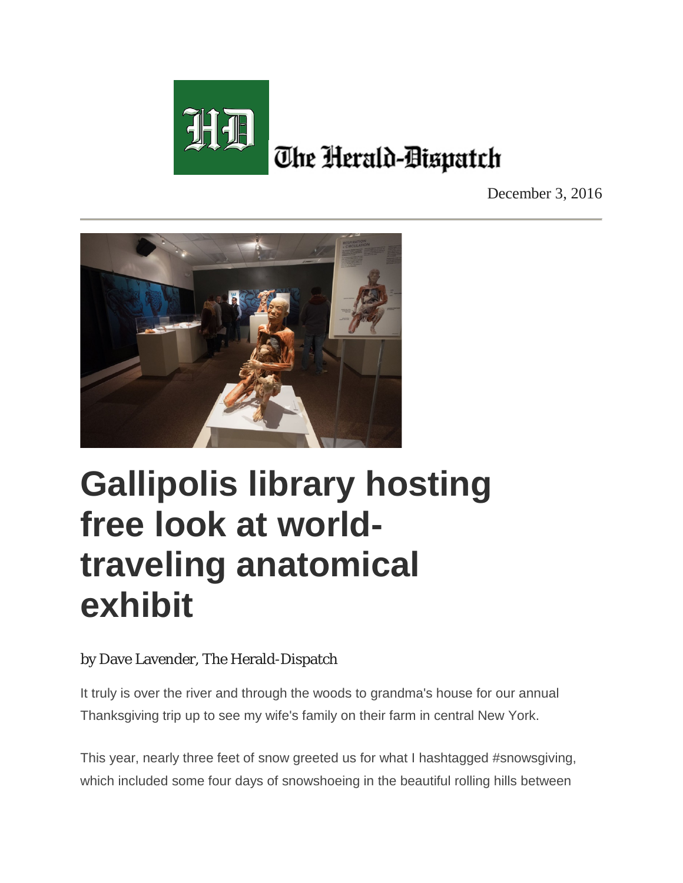The Herald-Dispatch

December 3, 2016

# Gallipolis library hosting free look at world-traveling anatomical exhibit

by Dave Lavender, The Herald-Dispatch

It truly is over the river and through the woods to grandma's house for our annual Thanksgiving trip up to see my wife's family on their farm in central New York.

This year, nearly three feet of snow greeted us for what I hashtagged #snowsgiving, which included some four days of snowshoeing in the beautiful rolling hills between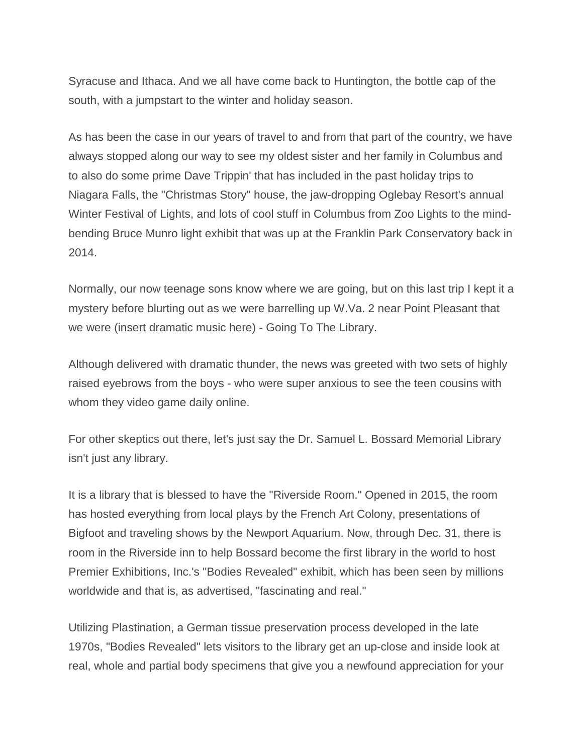Syracuse and Ithaca. And we all have come back to Huntington, the bottle cap of the south, with a jumpstart to the winter and holiday season.

As has been the case in our years of travel to and from that part of the country, we have always stopped along our way to see my oldest sister and her family in Columbus and to also do some prime Dave Trippin' that has included in the past holiday trips to Niagara Falls, the "Christmas Story" house, the jaw-dropping Oglebay Resort's annual Winter Festival of Lights, and lots of cool stuff in Columbus from Zoo Lights to the mind-bending Bruce Munro light exhibit that was up at the Franklin Park Conservatory back in 2014.

Normally, our now teenage sons know where we are going, but on this last trip I kept it a mystery before blurting out as we were barrelling up W.Va. 2 near Point Pleasant that we were (insert dramatic music here) - Going To The Library.

Although delivered with dramatic thunder, the news was greeted with two sets of highly raised eyebrows from the boys - who were super anxious to see the teen cousins with whom they video game daily online.

For other skeptics out there, let's just say the Dr. Samuel L. Bossard Memorial Library isn't just any library.

It is a library that is blessed to have the "Riverside Room." Opened in 2015, the room has hosted everything from local plays by the French Art Colony, presentations of Bigfoot and traveling shows by the Newport Aquarium. Now, through Dec. 31, there is room in the Riverside inn to help Bossard become the first library in the world to host Premier Exhibitions, Inc.'s "Bodies Revealed" exhibit, which has been seen by millions worldwide and that is, as advertised, "fascinating and real."

Utilizing Plastination, a German tissue preservation process developed in the late 1970s, "Bodies Revealed" lets visitors to the library get an up-close and inside look at real, whole and partial body specimens that give you a newfound appreciation for your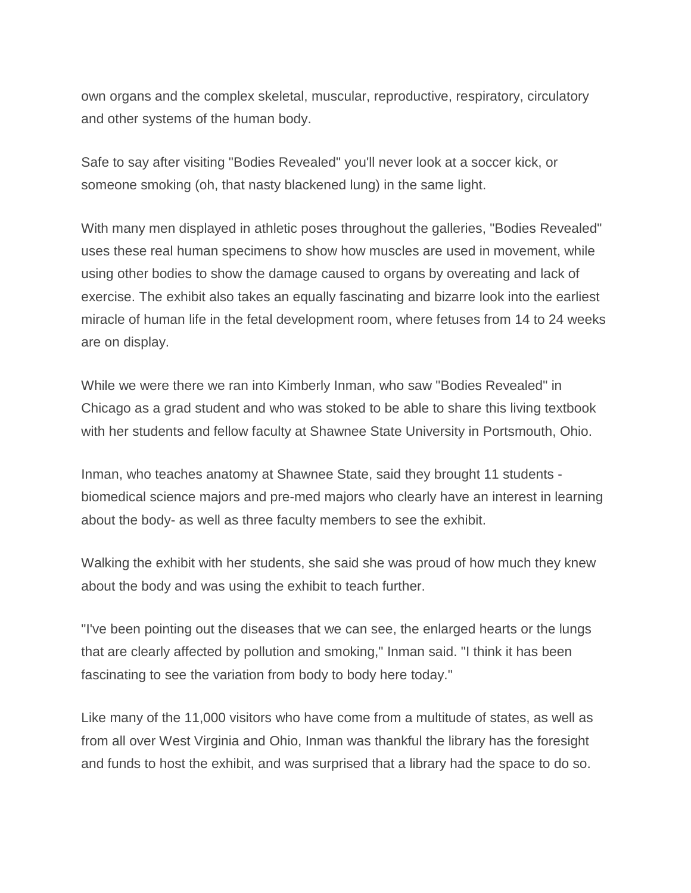own organs and the complex skeletal, muscular, reproductive, respiratory, circulatory and other systems of the human body.

Safe to say after visiting "Bodies Revealed" you'll never look at a soccer kick, or someone smoking (oh, that nasty blackened lung) in the same light.

With many men displayed in athletic poses throughout the galleries, "Bodies Revealed" uses these real human specimens to show how muscles are used in movement, while using other bodies to show the damage caused to organs by overeating and lack of exercise. The exhibit also takes an equally fascinating and bizarre look into the earliest miracle of human life in the fetal development room, where fetuses from 14 to 24 weeks are on display.

While we were there we ran into Kimberly Inman, who saw "Bodies Revealed" in Chicago as a grad student and who was stoked to be able to share this living textbook with her students and fellow faculty at Shawnee State University in Portsmouth, Ohio.

Inman, who teaches anatomy at Shawnee State, said they brought 11 students - biomedical science majors and pre-med majors who clearly have an interest in learning about the body- as well as three faculty members to see the exhibit.

Walking the exhibit with her students, she said she was proud of how much they knew about the body and was using the exhibit to teach further.

"I've been pointing out the diseases that we can see, the enlarged hearts or the lungs that are clearly affected by pollution and smoking," Inman said. "I think it has been fascinating to see the variation from body to body here today."

Like many of the 11,000 visitors who have come from a multitude of states, as well as from all over West Virginia and Ohio, Inman was thankful the library has the foresight and funds to host the exhibit, and was surprised that a library had the space to do so.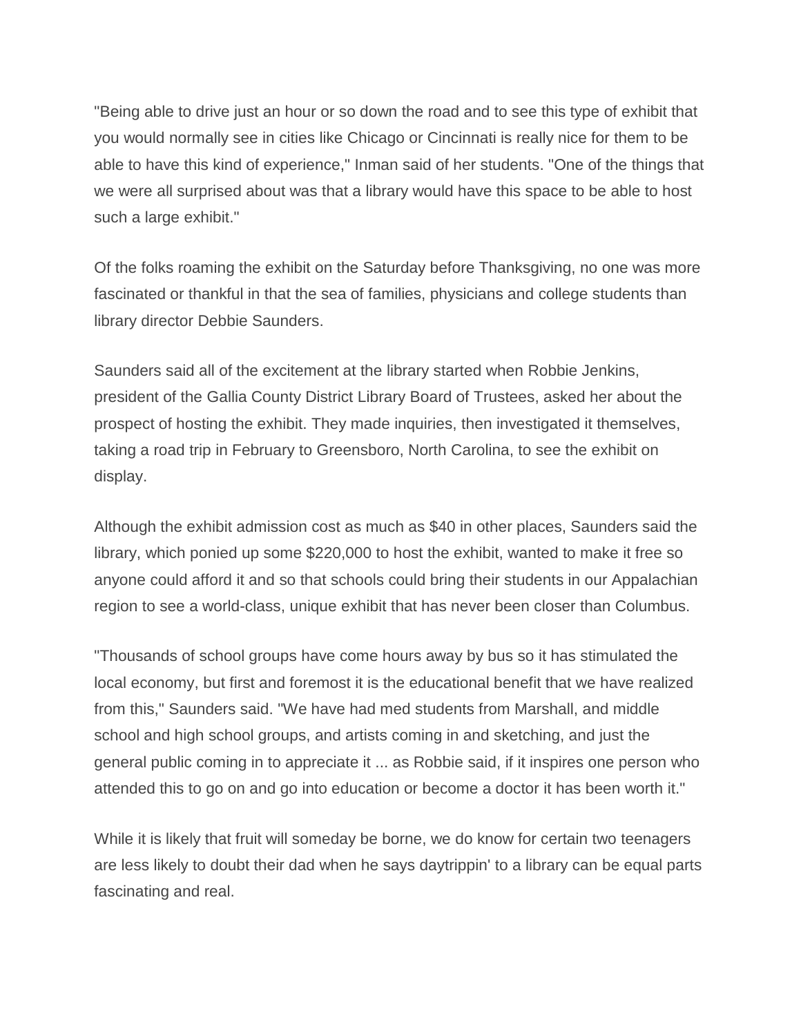"Being able to drive just an hour or so down the road and to see this type of exhibit that you would normally see in cities like Chicago or Cincinnati is really nice for them to be able to have this kind of experience," Inman said of her students. "One of the things that we were all surprised about was that a library would have this space to be able to host such a large exhibit."

Of the folks roaming the exhibit on the Saturday before Thanksgiving, no one was more fascinated or thankful in that the sea of families, physicians and college students than library director Debbie Saunders.

Saunders said all of the excitement at the library started when Robbie Jenkins, president of the Gallia County District Library Board of Trustees, asked her about the prospect of hosting the exhibit. They made inquiries, then investigated it themselves, taking a road trip in February to Greensboro, North Carolina, to see the exhibit on display.

Although the exhibit admission cost as much as $40 in other places, Saunders said the library, which ponied up some $220,000 to host the exhibit, wanted to make it free so anyone could afford it and so that schools could bring their students in our Appalachian region to see a world-class, unique exhibit that has never been closer than Columbus.

"Thousands of school groups have come hours away by bus so it has stimulated the local economy, but first and foremost it is the educational benefit that we have realized from this," Saunders said. "We have had med students from Marshall, and middle school and high school groups, and artists coming in and sketching, and just the general public coming in to appreciate it ... as Robbie said, if it inspires one person who attended this to go on and go into education or become a doctor it has been worth it."

While it is likely that fruit will someday be borne, we do know for certain two teenagers are less likely to doubt their dad when he says daytrippin' to a library can be equal parts fascinating and real.